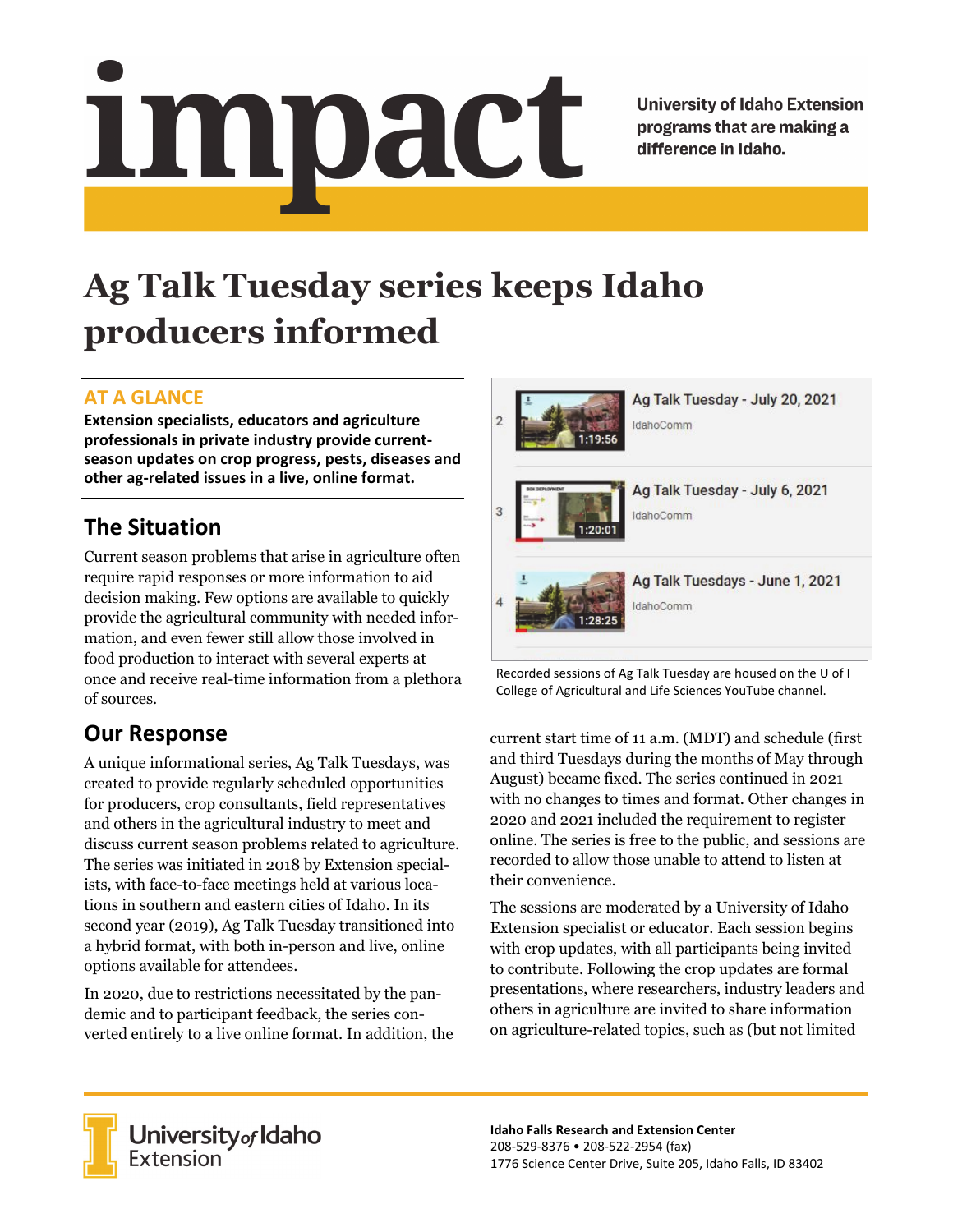# impact

University of Idaho Extension programs that are making a difference in Idaho.

# Ag Talk Tuesday series keeps Idaho producers informed

## AT A GLANCE

**Extension specialists, educators and agriculture professionals in private industry provide current-season updates on crop progress, pests, diseases and other ag-related issues in a live, online format.**

## The Situation

Current season problems that arise in agriculture often require rapid responses or more information to aid decision making. Few options are available to quickly provide the agricultural community with needed information, and even fewer still allow those involved in food production to interact with several experts at once and receive real-time information from a plethora of sources.

## Our Response

A unique informational series, Ag Talk Tuesdays, was created to provide regularly scheduled opportunities for producers, crop consultants, field representatives and others in the agricultural industry to meet and discuss current season problems related to agriculture. The series was initiated in 2018 by Extension specialists, with face-to-face meetings held at various locations in southern and eastern cities of Idaho. In its second year (2019), Ag Talk Tuesday transitioned into a hybrid format, with both in-person and live, online options available for attendees.

In 2020, due to restrictions necessitated by the pandemic and to participant feedback, the series converted entirely to a live online format. In addition, the current start time of 11 a.m. (MDT) and schedule (first and third Tuesdays during the months of May through August) became fixed. The series continued in 2021 with no changes to times and format. Other changes in 2020 and 2021 included the requirement to register online. The series is free to the public, and sessions are recorded to allow those unable to attend to listen at their convenience.

Recorded sessions of Ag Talk Tuesday are housed on the U of I College of Agricultural and Life Sciences YouTube channel.

The sessions are moderated by a University of Idaho Extension specialist or educator. Each session begins with crop updates, with all participants being invited to contribute. Following the crop updates are formal presentations, where researchers, industry leaders and others in agriculture are invited to share information on agriculture-related topics, such as (but not limited

University of Idaho Extension

**Idaho Falls Research and Extension Center**
208-529-8376 • 208-522-2954 (fax)
1776 Science Center Drive, Suite 205, Idaho Falls, ID 83402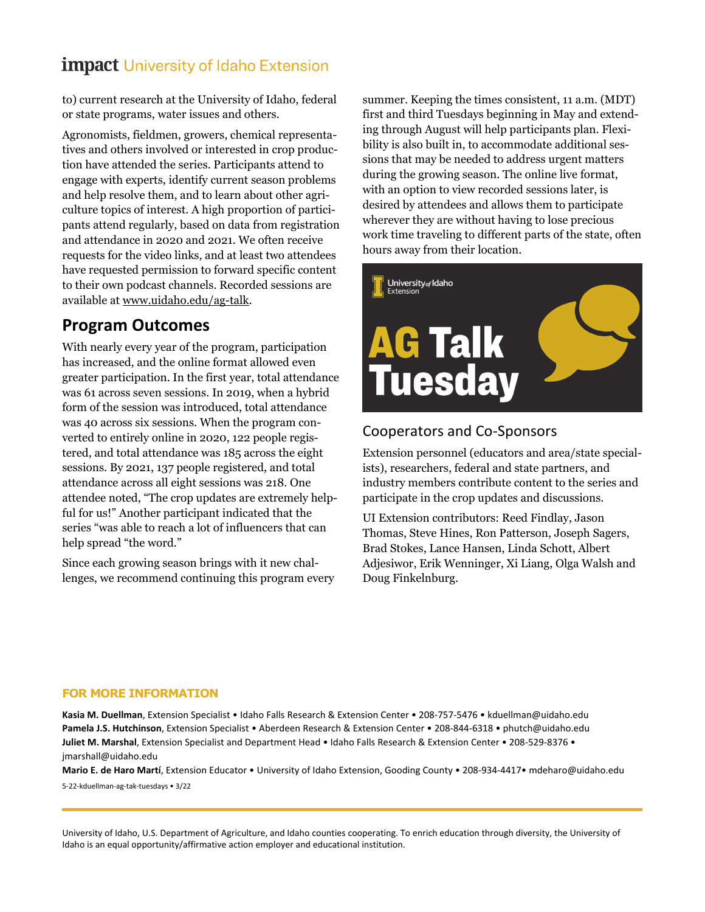to) current research at the University of Idaho, federal or state programs, water issues and others.

Agronomists, fieldmen, growers, chemical representatives and others involved or interested in crop production have attended the series. Participants attend to engage with experts, identify current season problems and help resolve them, and to learn about other agriculture topics of interest. A high proportion of participants attend regularly, based on data from registration and attendance in 2020 and 2021. We often receive requests for the video links, and at least two attendees have requested permission to forward specific content to their own podcast channels. Recorded sessions are available at www.uidaho.edu/ag-talk.

## Program Outcomes

With nearly every year of the program, participation has increased, and the online format allowed even greater participation. In the first year, total attendance was 61 across seven sessions. In 2019, when a hybrid form of the session was introduced, total attendance was 40 across six sessions. When the program converted to entirely online in 2020, 122 people registered, and total attendance was 185 across the eight sessions. By 2021, 137 people registered, and total attendance across all eight sessions was 218. One attendee noted, "The crop updates are extremely helpful for us!" Another participant indicated that the series "was able to reach a lot of influencers that can help spread "the word."

Since each growing season brings with it new challenges, we recommend continuing this program every summer. Keeping the times consistent, 11 a.m. (MDT) first and third Tuesdays beginning in May and extending through August will help participants plan. Flexibility is also built in, to accommodate additional sessions that may be needed to address urgent matters during the growing season. The online live format, with an option to view recorded sessions later, is desired by attendees and allows them to participate wherever they are without having to lose precious work time traveling to different parts of the state, often hours away from their location.

University of Idaho Extension

AG Talk Tuesday

### Cooperators and Co-Sponsors

Extension personnel (educators and area/state specialists), researchers, federal and state partners, and industry members contribute content to the series and participate in the crop updates and discussions.

UI Extension contributors: Reed Findlay, Jason Thomas, Steve Hines, Ron Patterson, Joseph Sagers, Brad Stokes, Lance Hansen, Linda Schott, Albert Adjesiwor, Erik Wenninger, Xi Liang, Olga Walsh and Doug Finkelnburg.

**FOR MORE INFORMATION**

**Kasia M. Duellman**, Extension Specialist • Idaho Falls Research & Extension Center • 208-757-5476 • kduellman@uidaho.edu
**Pamela J.S. Hutchinson**, Extension Specialist • Aberdeen Research & Extension Center • 208-844-6318 • phutch@uidaho.edu
**Juliet M. Marshal**, Extension Specialist and Department Head • Idaho Falls Research & Extension Center • 208-529-8376 • jmarshall@uidaho.edu
**Mario E. de Haro Martí**, Extension Educator • University of Idaho Extension, Gooding County • 208-934-4417• mdeharo@uidaho.edu

5-22-kduellman-ag-tak-tuesdays • 3/22

University of Idaho, U.S. Department of Agriculture, and Idaho counties cooperating. To enrich education through diversity, the University of Idaho is an equal opportunity/affirmative action employer and educational institution.